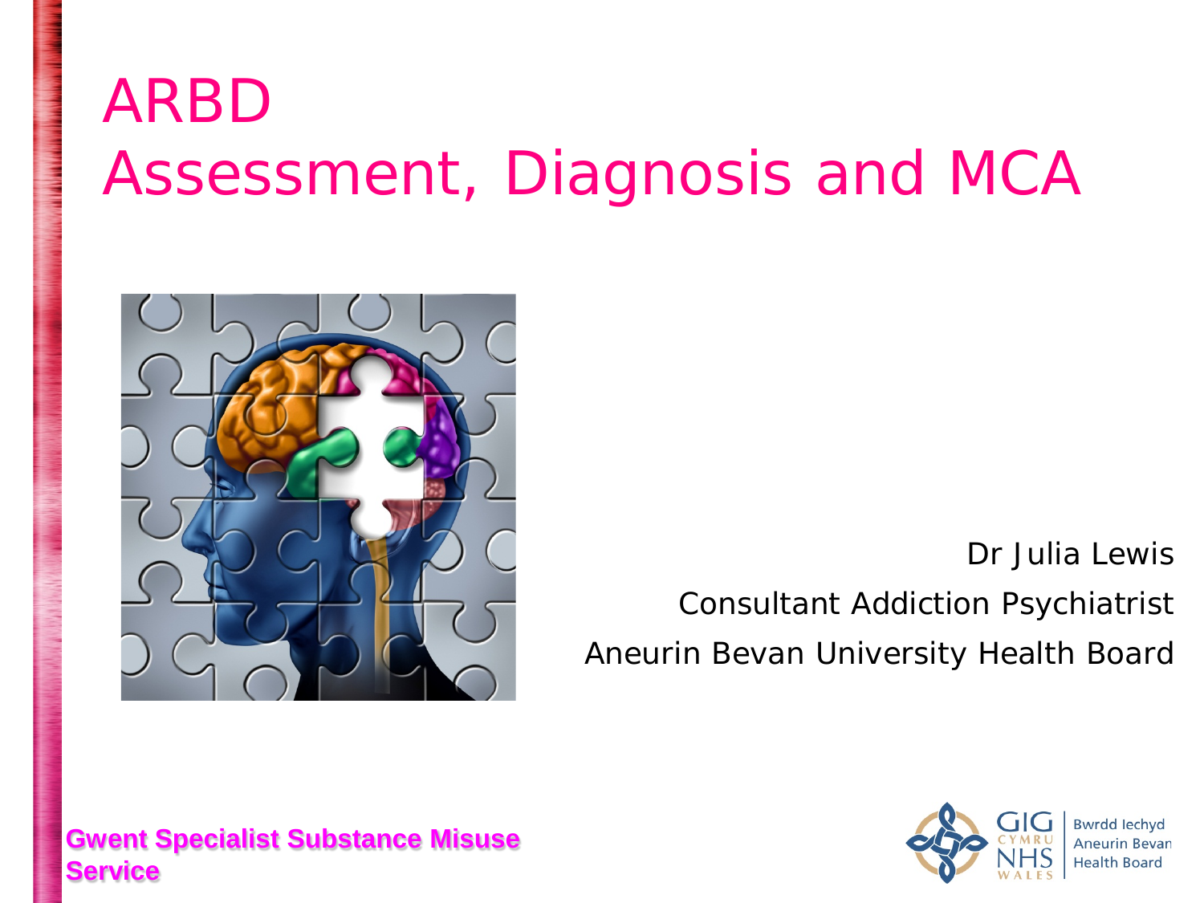# ARBD
# Assessment, Diagnosis and MCA

Dr Julia Lewis

Consultant Addiction Psychiatrist

Aneurin Bevan University Health Board

**Gwent Specialist Substance Misuse Service**

GIG CYMRU NHS WALES

Bwrdd Iechyd Aneurin Bevan Health Board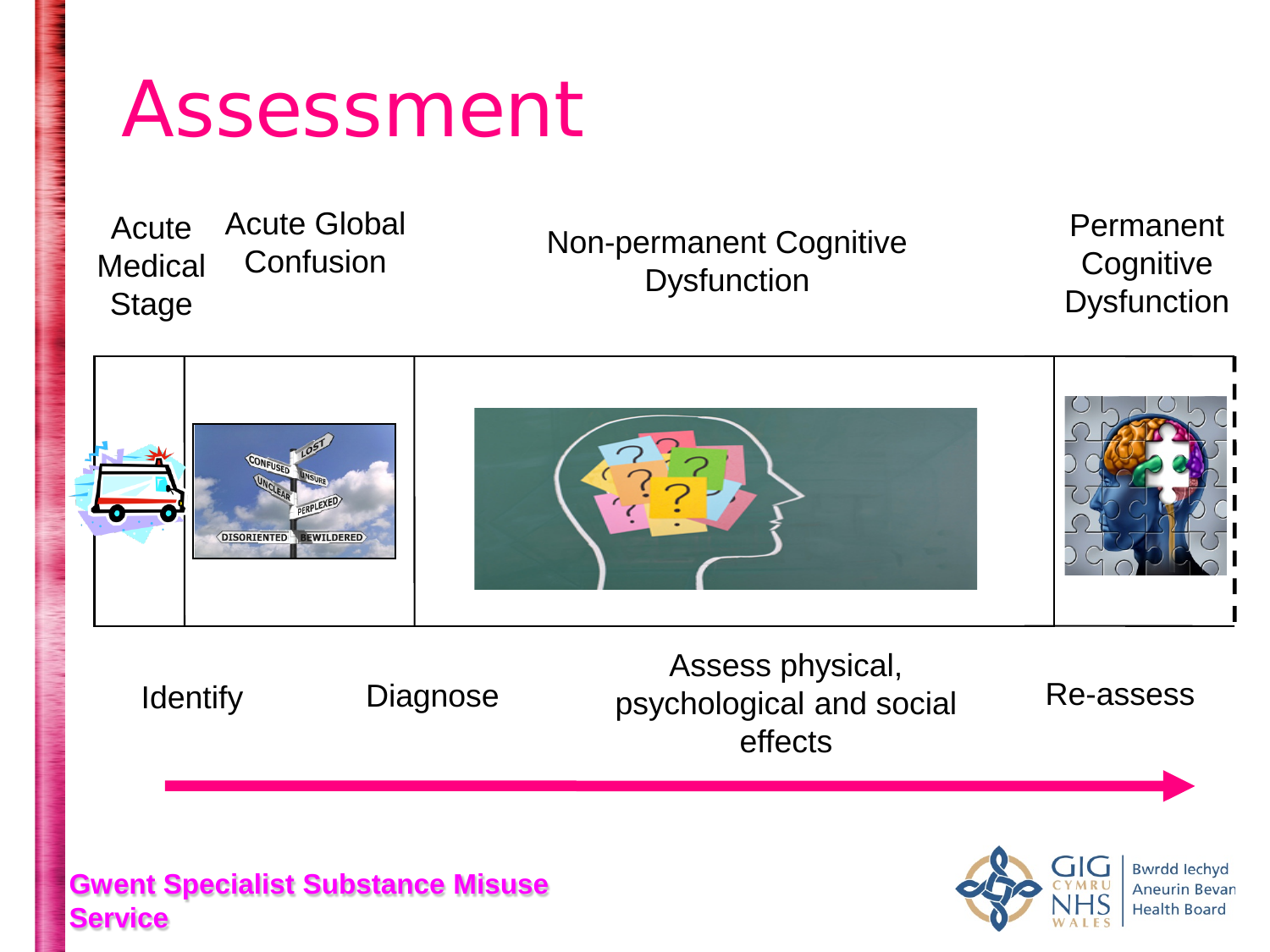# Assessment

| Acute Medical Stage | Acute Global Confusion | Non-permanent Cognitive Dysfunction | Permanent Cognitive Dysfunction |
|---|---|---|---|
| Identify | Diagnose | Assess physical, psychological and social effects | Re-assess |

**Gwent Specialist Substance Misuse Service**

GIG CYMRU NHS WALES

Bwrdd Iechyd Aneurin Bevan Health Board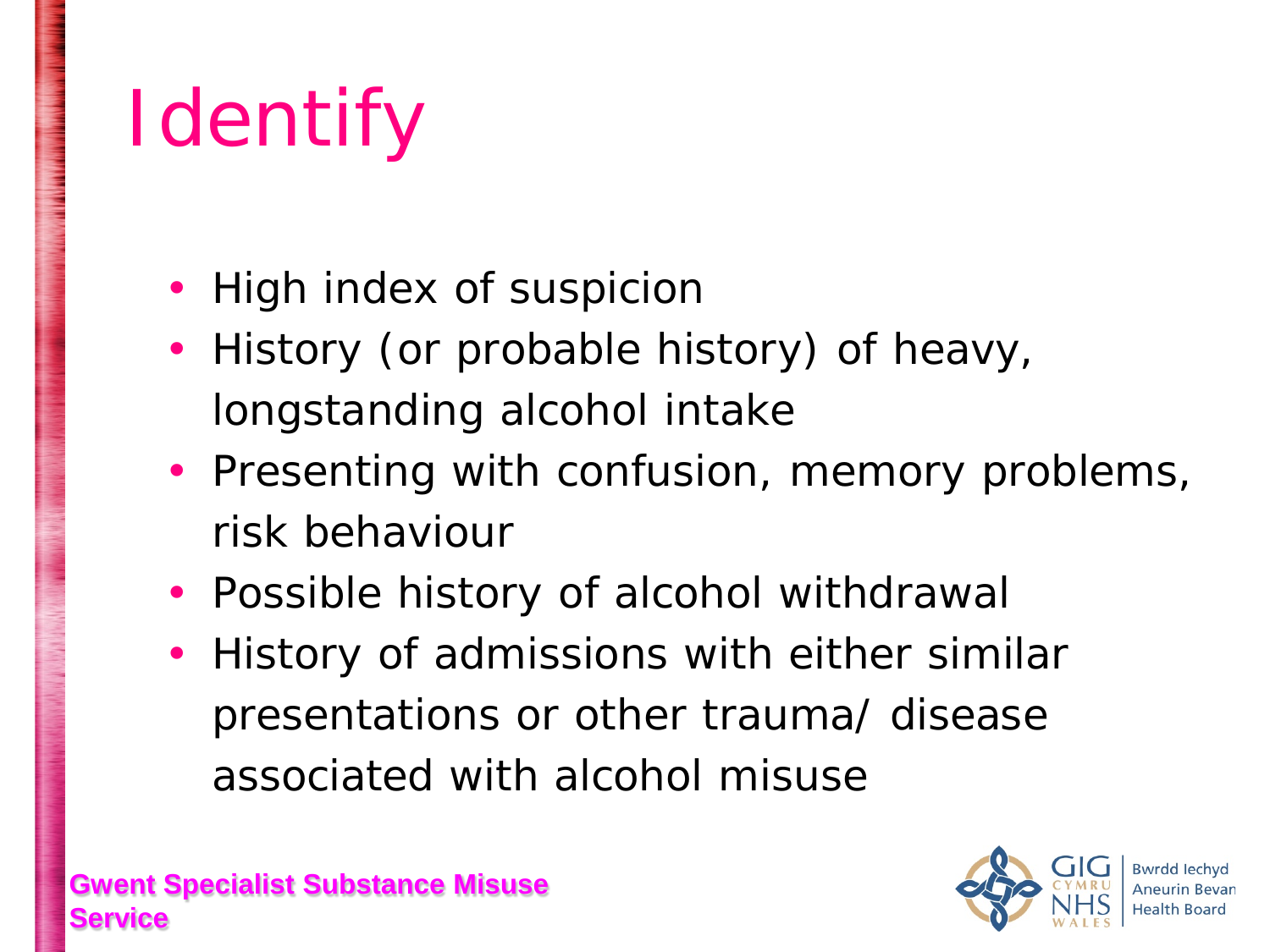# Identify

- High index of suspicion
- History (or probable history) of heavy, longstanding alcohol intake
- Presenting with confusion, memory problems, risk behaviour
- Possible history of alcohol withdrawal
- History of admissions with either similar presentations or other trauma/ disease associated with alcohol misuse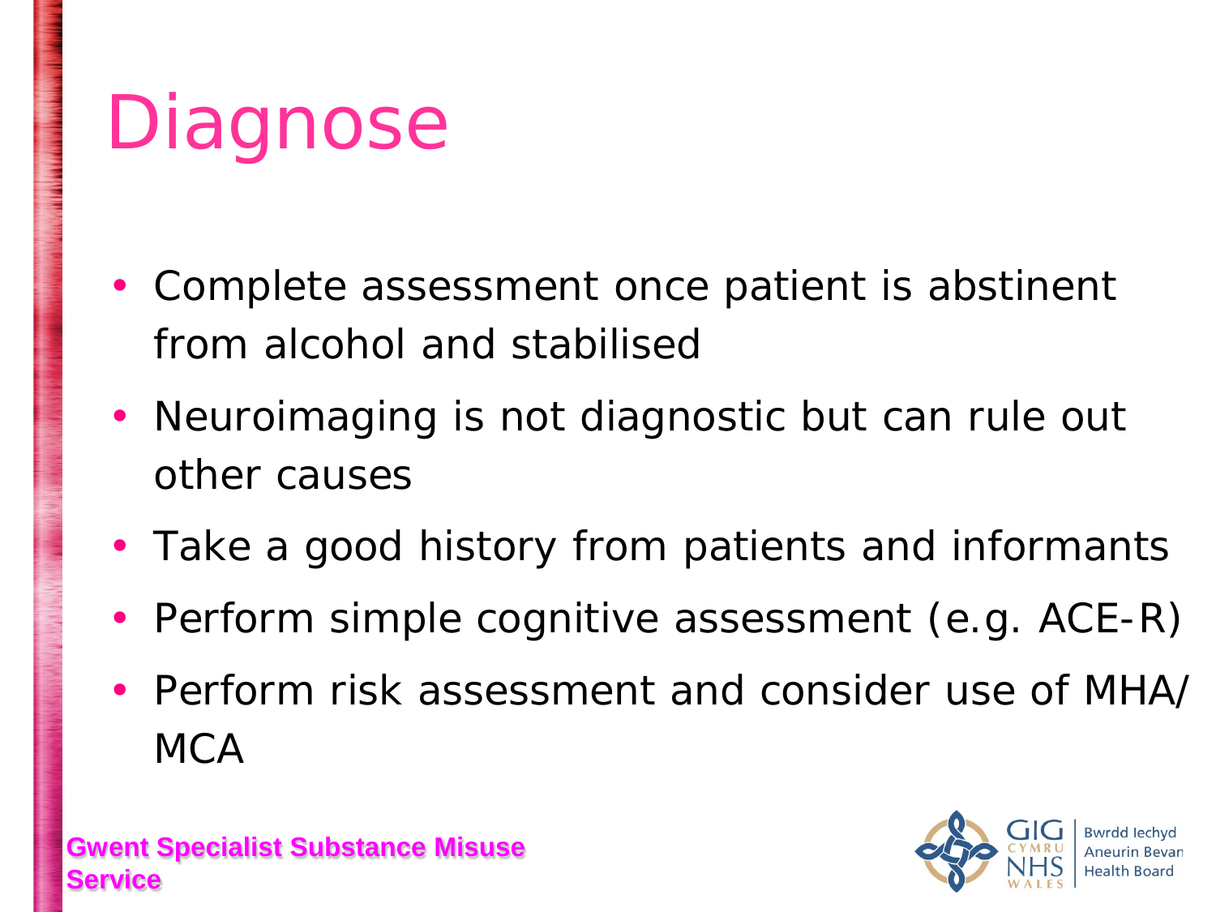# Diagnose

- Complete assessment once patient is abstinent from alcohol and stabilised
- Neuroimaging is not diagnostic but can rule out other causes
- Take a good history from patients and informants
- Perform simple cognitive assessment (e.g. ACE-R)
- Perform risk assessment and consider use of MHA/ MCA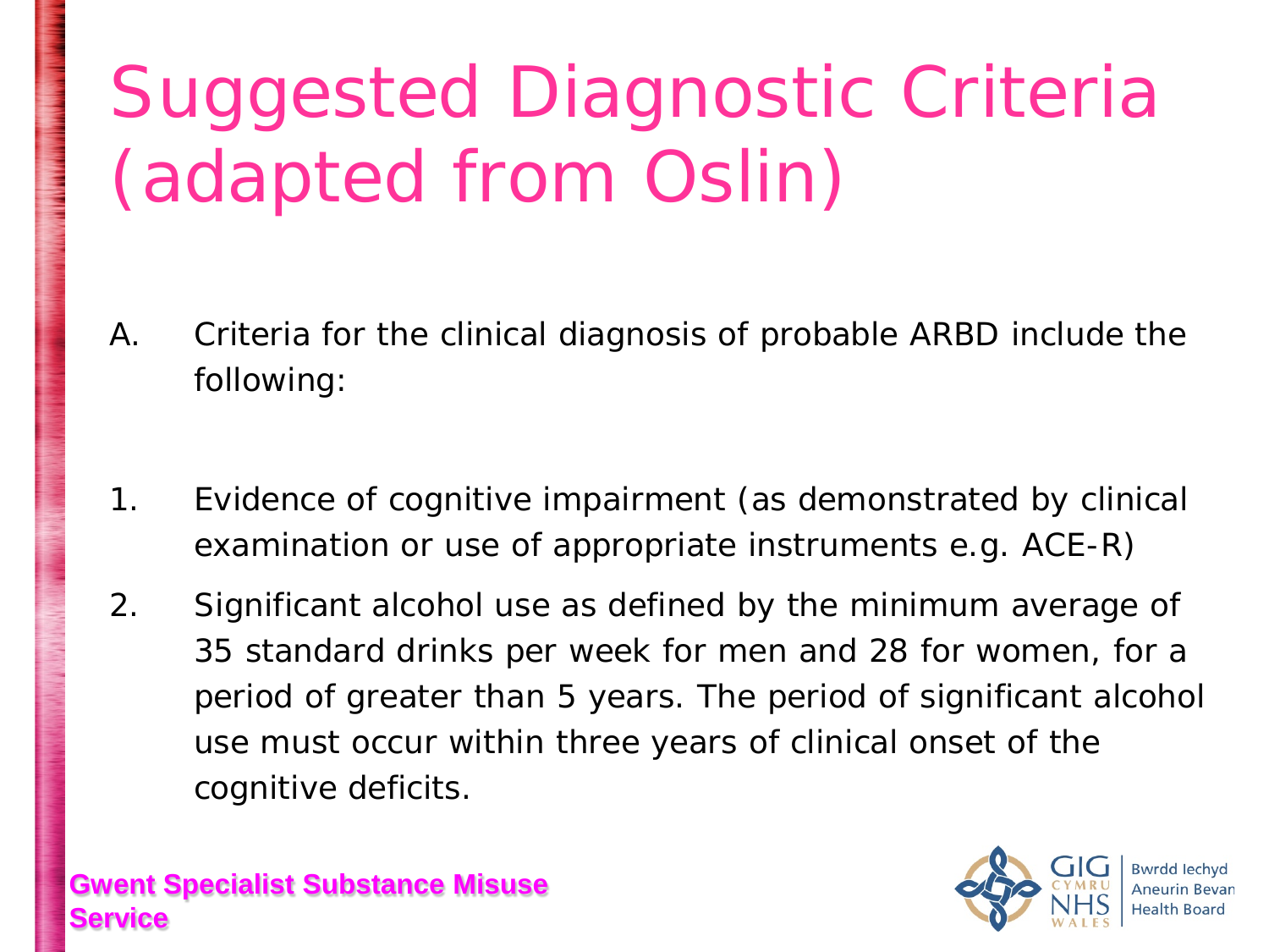# Suggested Diagnostic Criteria (adapted from Oslin)

A. Criteria for the clinical diagnosis of probable ARBD include the following:

1. Evidence of cognitive impairment (as demonstrated by clinical examination or use of appropriate instruments e.g. ACE-R)
2. Significant alcohol use as defined by the minimum average of 35 standard drinks per week for men and 28 for women, for a period of greater than 5 years. The period of significant alcohol use must occur within three years of clinical onset of the cognitive deficits.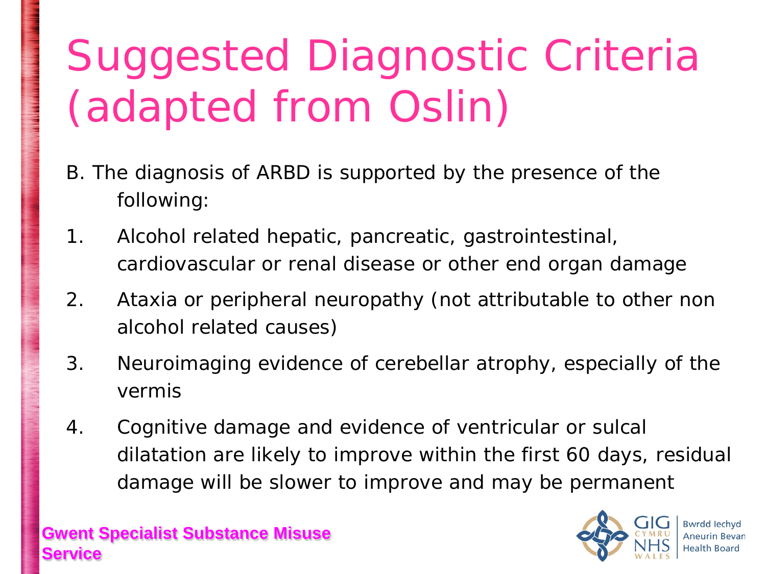# Suggested Diagnostic Criteria (adapted from Oslin)

B. The diagnosis of ARBD is supported by the presence of the following:

1. Alcohol related hepatic, pancreatic, gastrointestinal, cardiovascular or renal disease or other end organ damage
2. Ataxia or peripheral neuropathy (not attributable to other non alcohol related causes)
3. Neuroimaging evidence of cerebellar atrophy, especially of the vermis
4. Cognitive damage and evidence of ventricular or sulcal dilatation are likely to improve within the first 60 days, residual damage will be slower to improve and may be permanent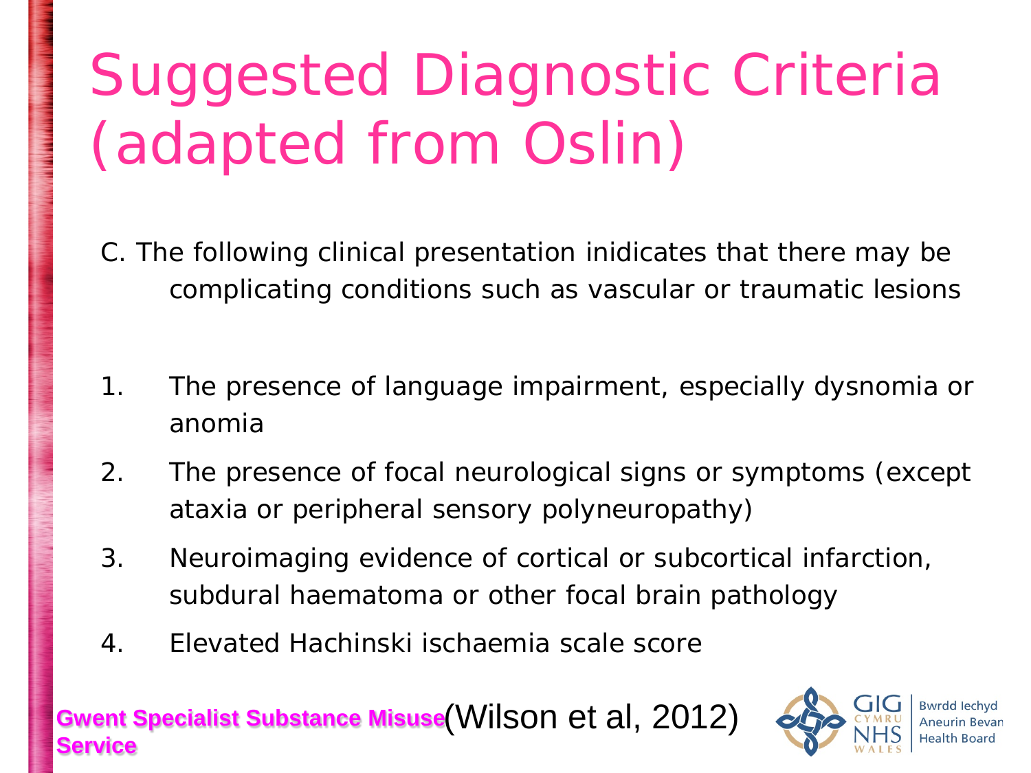# Suggested Diagnostic Criteria (adapted from Oslin)

C. The following clinical presentation inidicates that there may be complicating conditions such as vascular or traumatic lesions

1. The presence of language impairment, especially dysnomia or anomia
2. The presence of focal neurological signs or symptoms (except ataxia or peripheral sensory polyneuropathy)
3. Neuroimaging evidence of cortical or subcortical infarction, subdural haematoma or other focal brain pathology
4. Elevated Hachinski ischaemia scale score

(Wilson et al, 2012)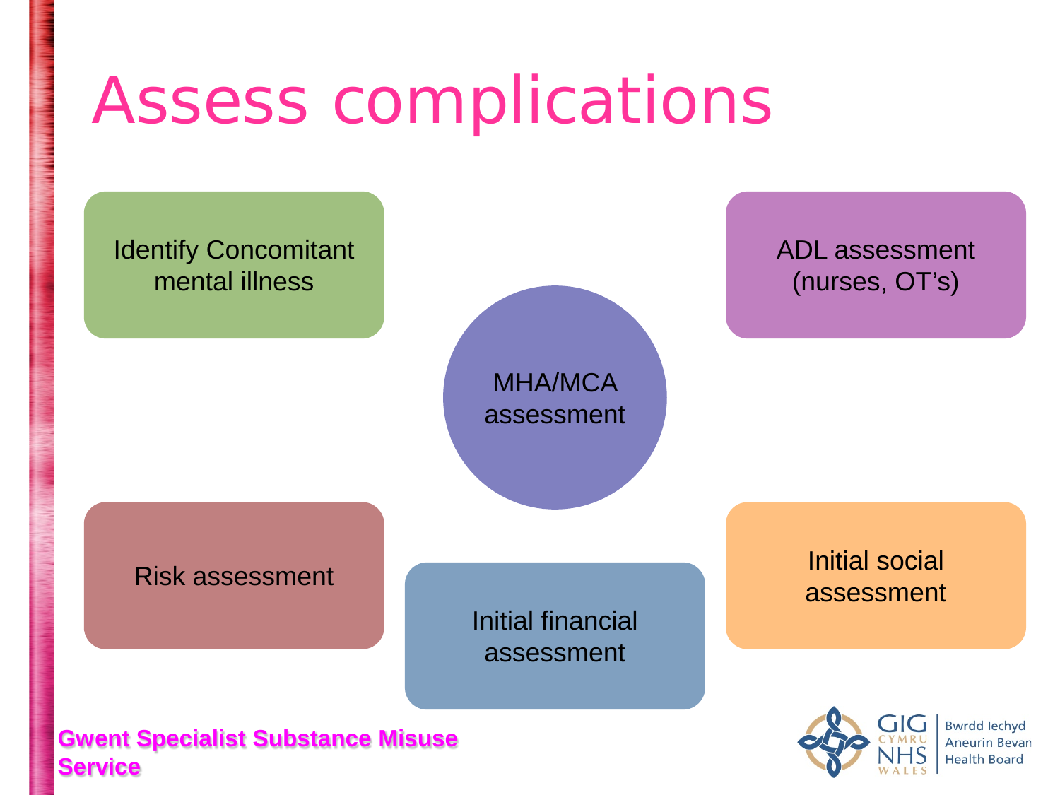# Assess complications

- Identify Concomitant mental illness
- ADL assessment (nurses, OT's)
- MHA/MCA assessment
- Risk assessment
- Initial financial assessment
- Initial social assessment

**Gwent Specialist Substance Misuse Service**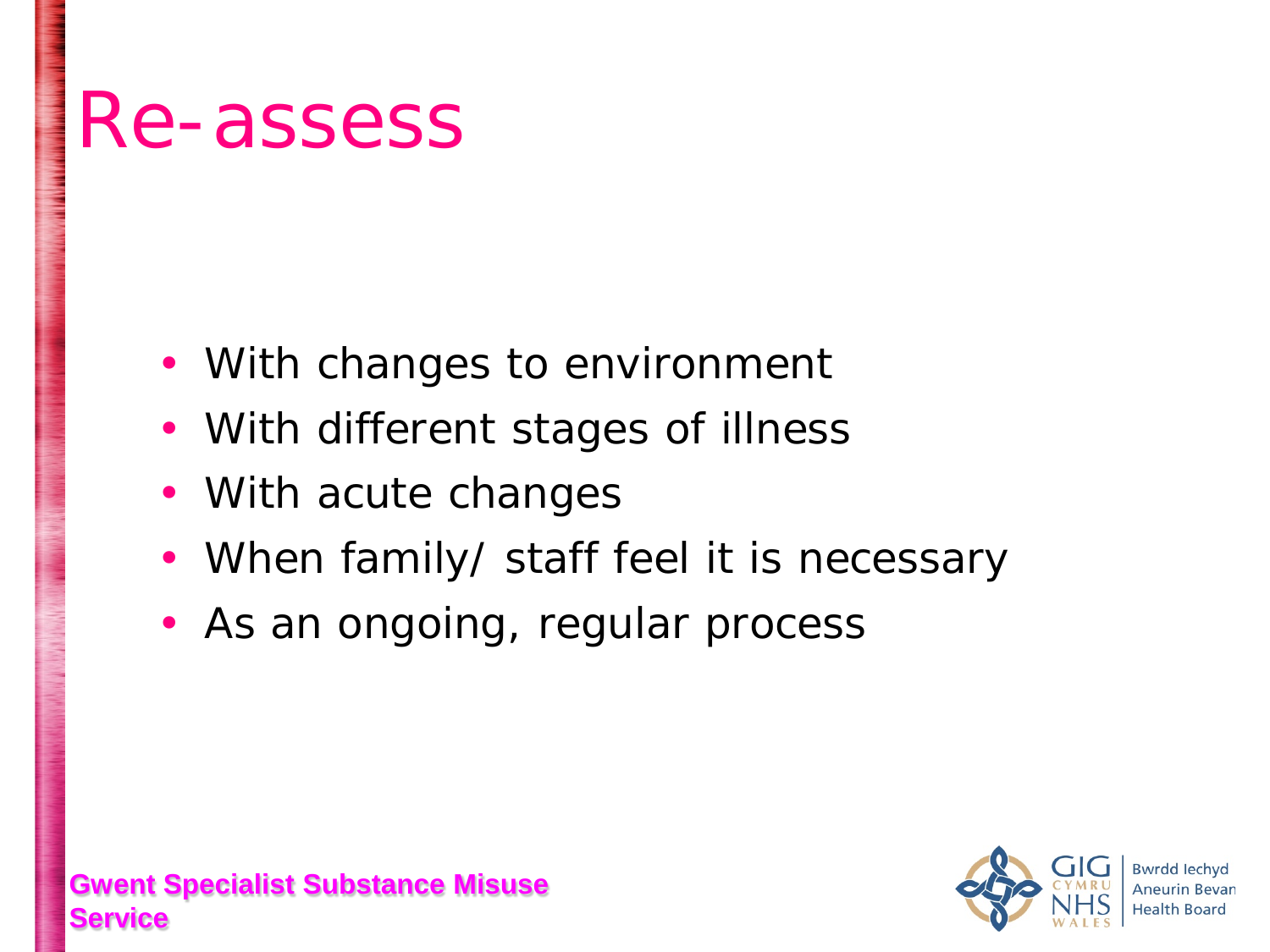# Re-assess

- With changes to environment
- With different stages of illness
- With acute changes
- When family/ staff feel it is necessary
- As an ongoing, regular process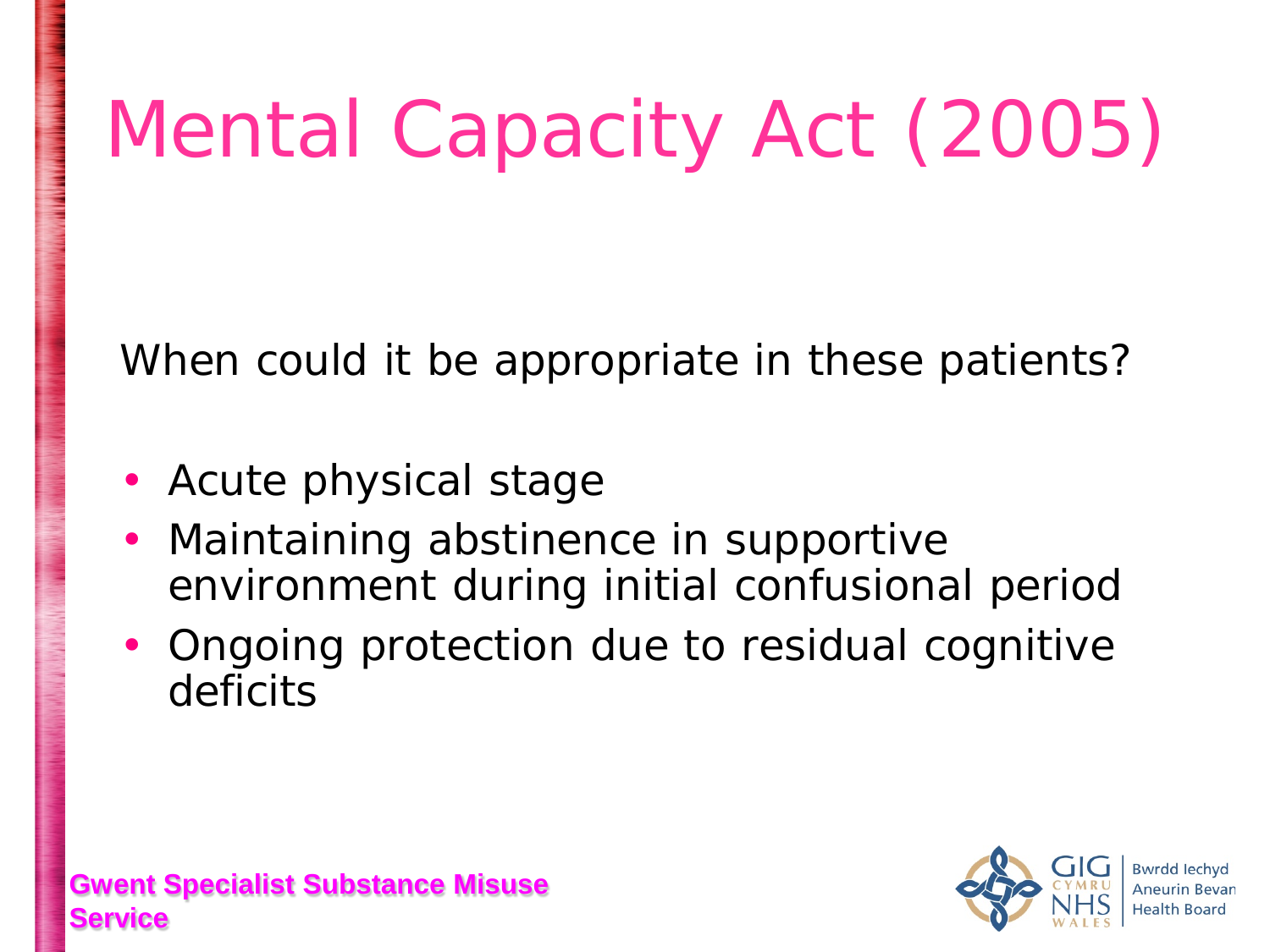# Mental Capacity Act (2005)

When could it be appropriate in these patients?

- Acute physical stage
- Maintaining abstinence in supportive environment during initial confusional period
- Ongoing protection due to residual cognitive deficits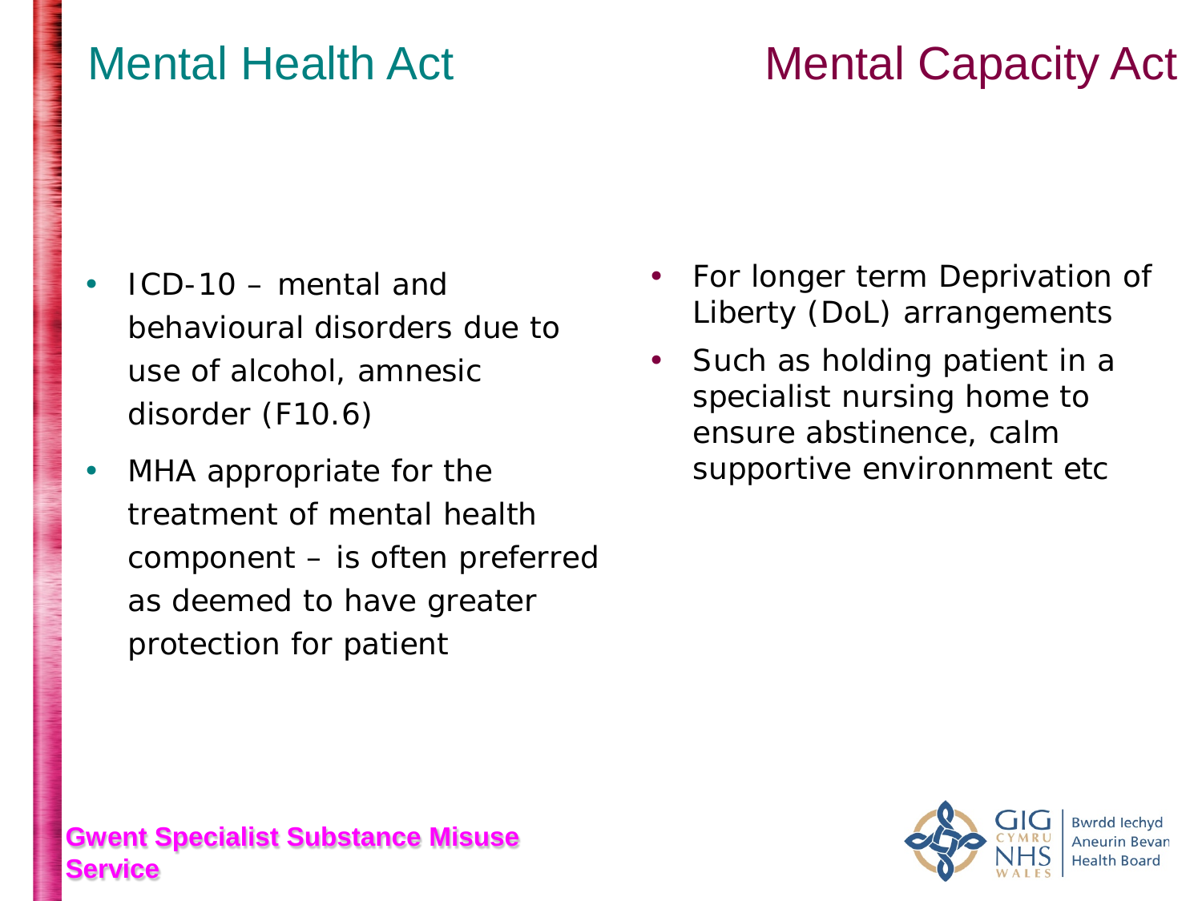## Mental Health Act

- ICD-10 – mental and behavioural disorders due to use of alcohol, amnesic disorder (F10.6)
- MHA appropriate for the treatment of mental health component – is often preferred as deemed to have greater protection for patient

## Mental Capacity Act

- For longer term Deprivation of Liberty (DoL) arrangements
- Such as holding patient in a specialist nursing home to ensure abstinence, calm supportive environment etc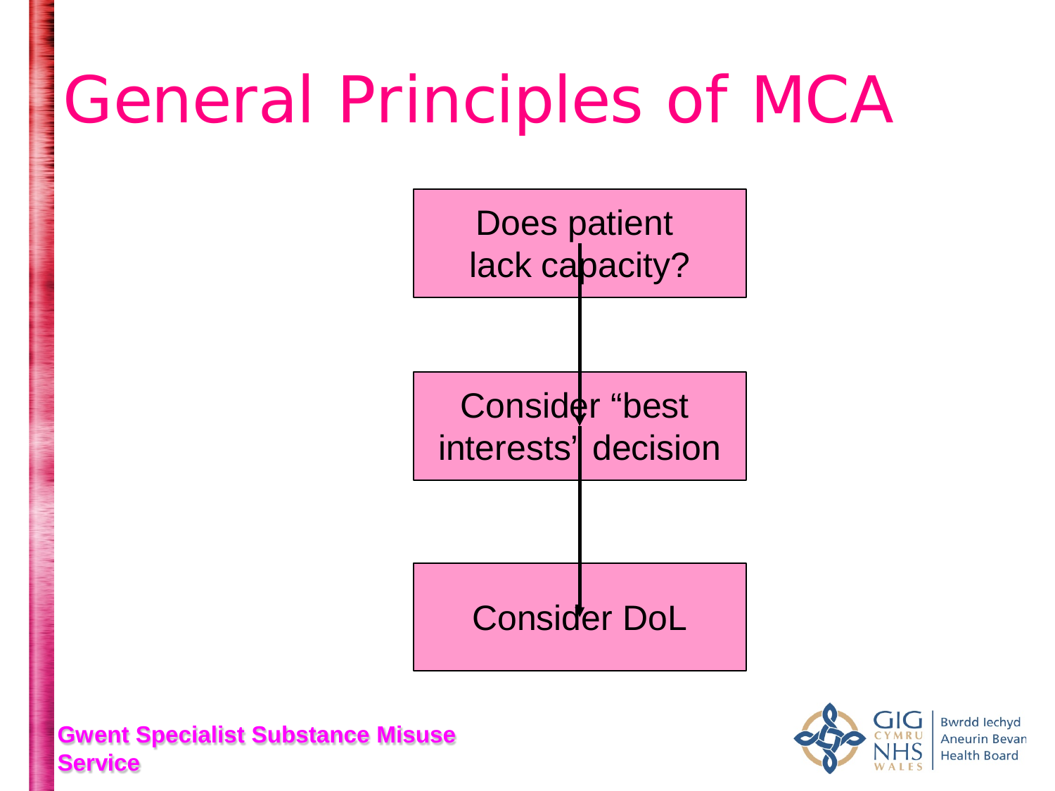# General Principles of MCA

Does patient lack capacity?

↓

Consider "best interests' decision

↓

Consider DoL

**Gwent Specialist Substance Misuse Service**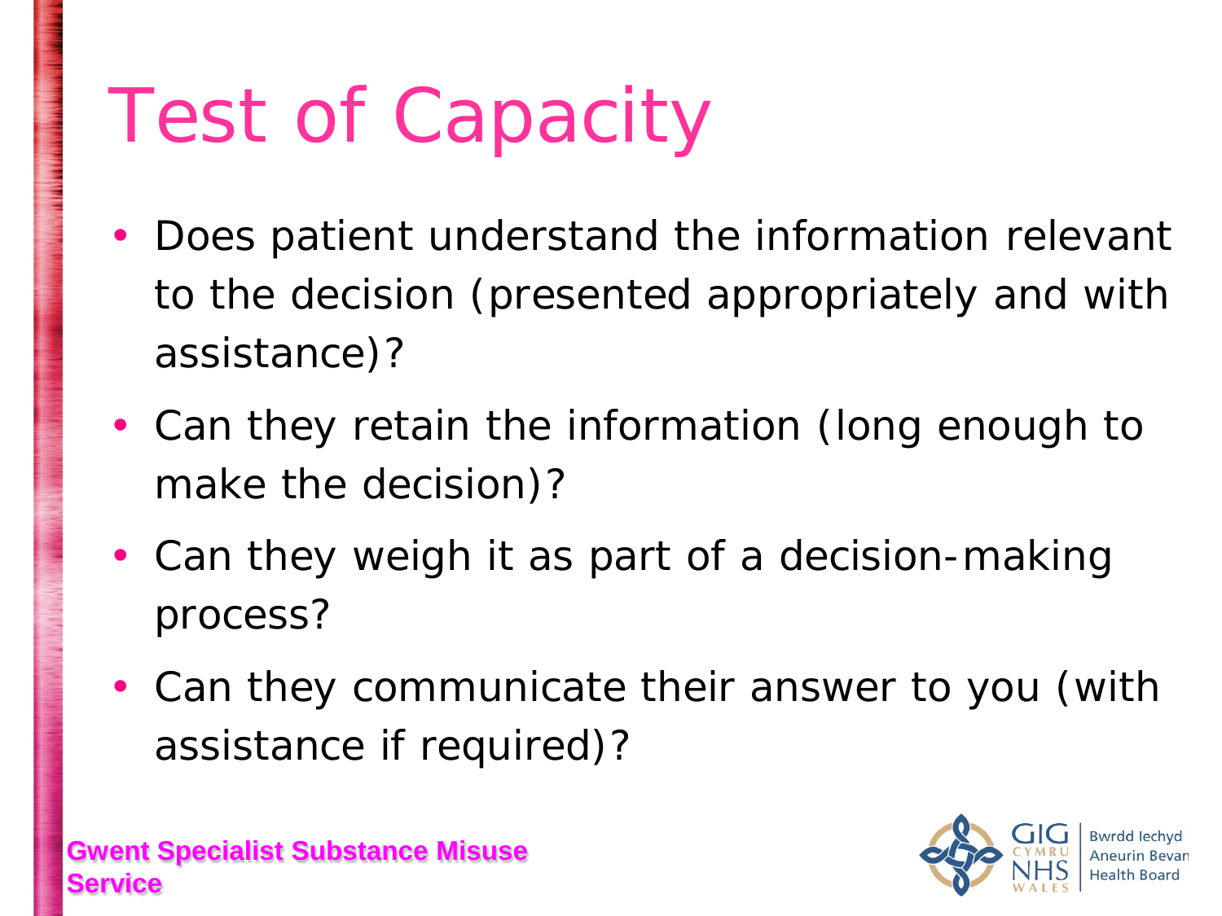# Test of Capacity

- Does patient understand the information relevant to the decision (presented appropriately and with assistance)?
- Can they retain the information (long enough to make the decision)?
- Can they weigh it as part of a decision-making process?
- Can they communicate their answer to you (with assistance if required)?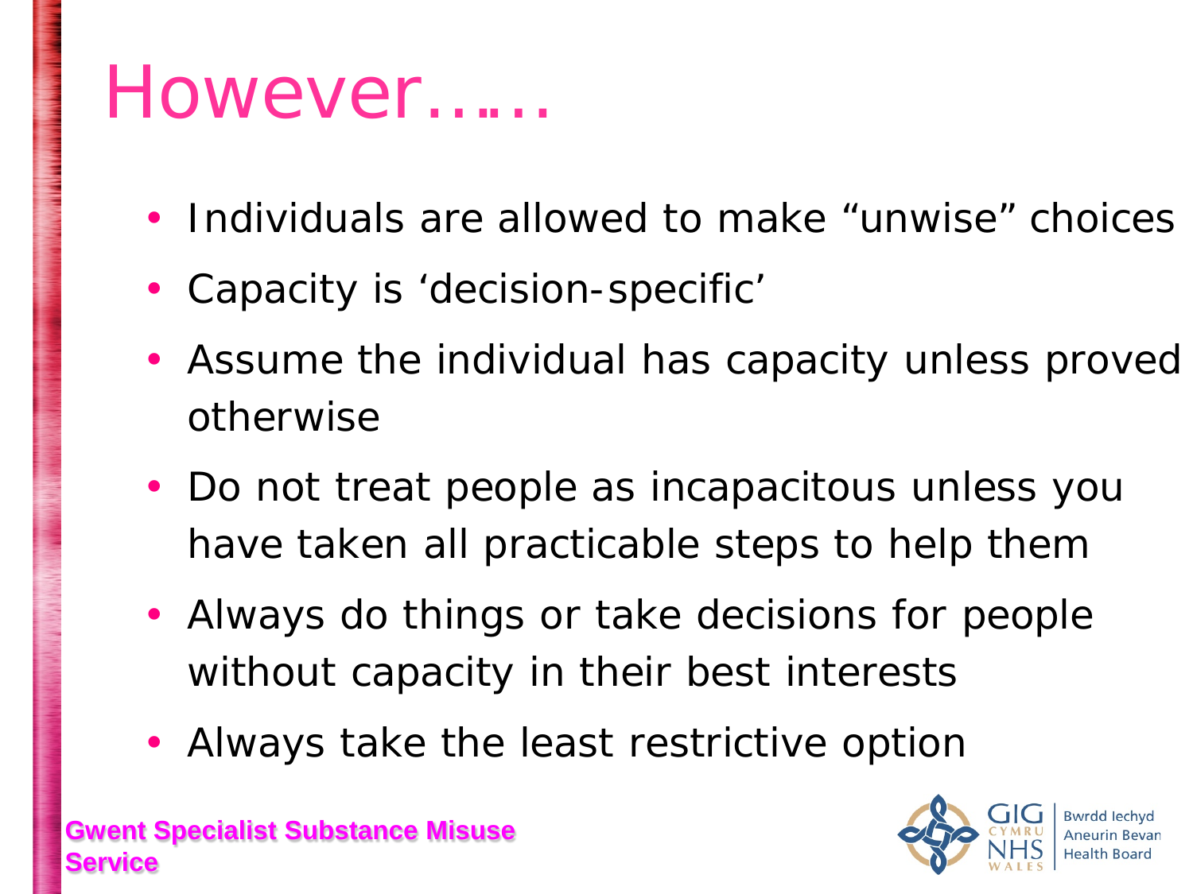# However……

- Individuals are allowed to make "unwise" choices
- Capacity is 'decision-specific'
- Assume the individual has capacity unless proved otherwise
- Do not treat people as incapacitous unless you have taken all practicable steps to help them
- Always do things or take decisions for people without capacity in their best interests
- Always take the least restrictive option

**Gwent Specialist Substance Misuse Service**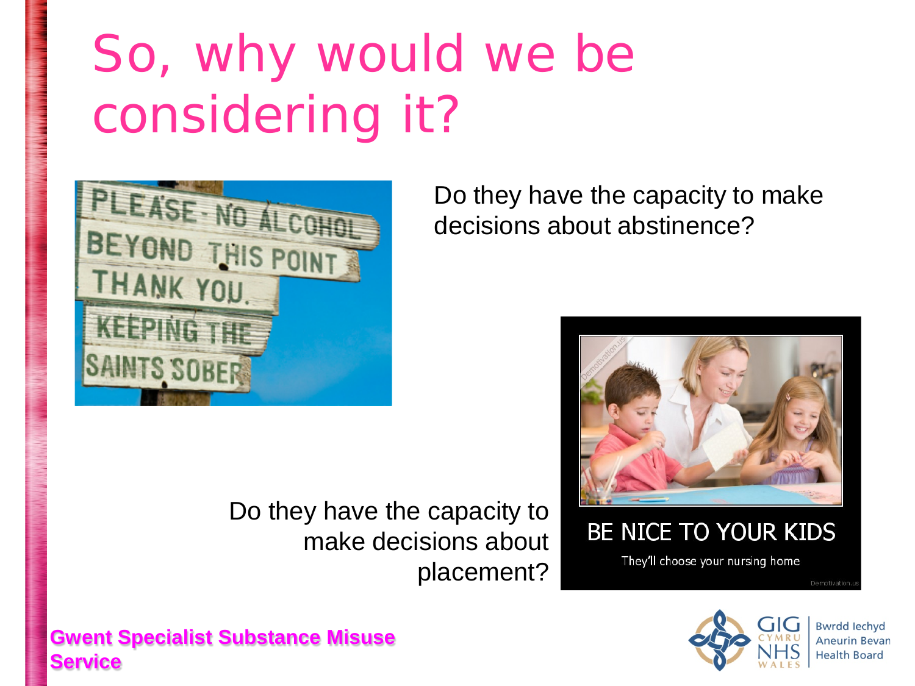# So, why would we be considering it?

Do they have the capacity to make decisions about abstinence?

Do they have the capacity to make decisions about placement?

**Gwent Specialist Substance Misuse Service**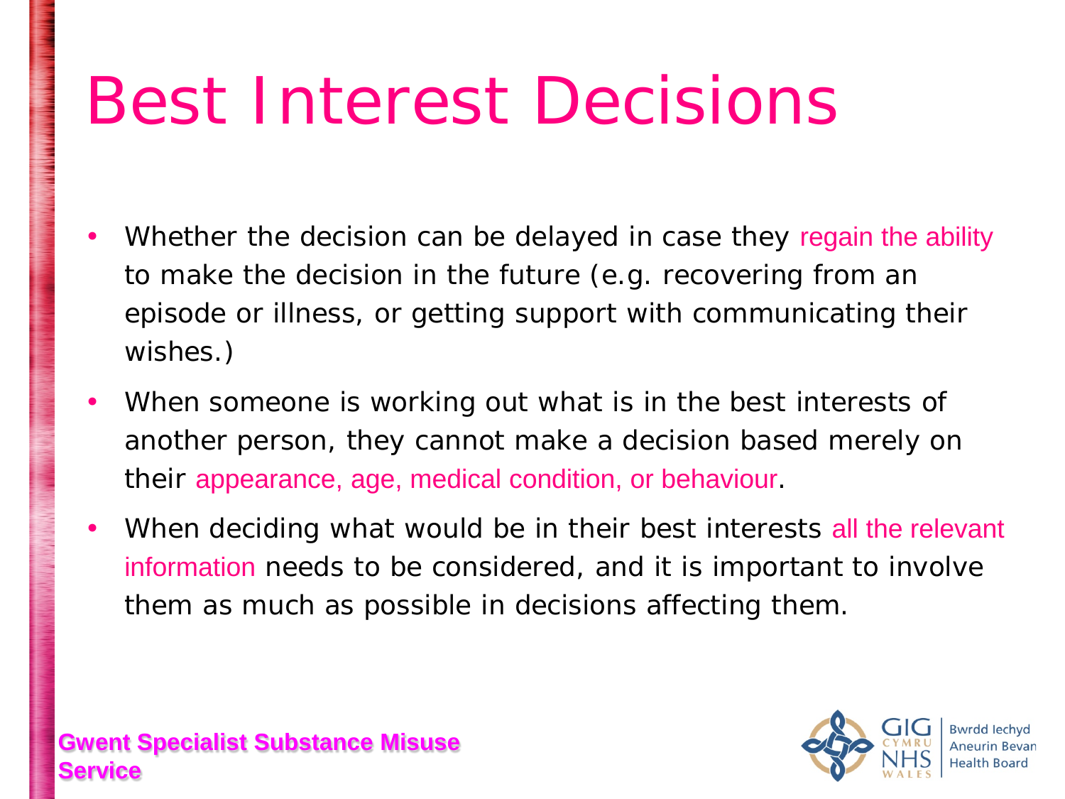# Best Interest Decisions

- Whether the decision can be delayed in case they regain the ability to make the decision in the future (e.g. recovering from an episode or illness, or getting support with communicating their wishes.)
- When someone is working out what is in the best interests of another person, they cannot make a decision based merely on their appearance, age, medical condition, or behaviour.
- When deciding what would be in their best interests all the relevant information needs to be considered, and it is important to involve them as much as possible in decisions affecting them.

**Gwent Specialist Substance Misuse Service**

GIG CYMRU NHS WALES | Bwrdd Iechyd Aneurin Bevan Health Board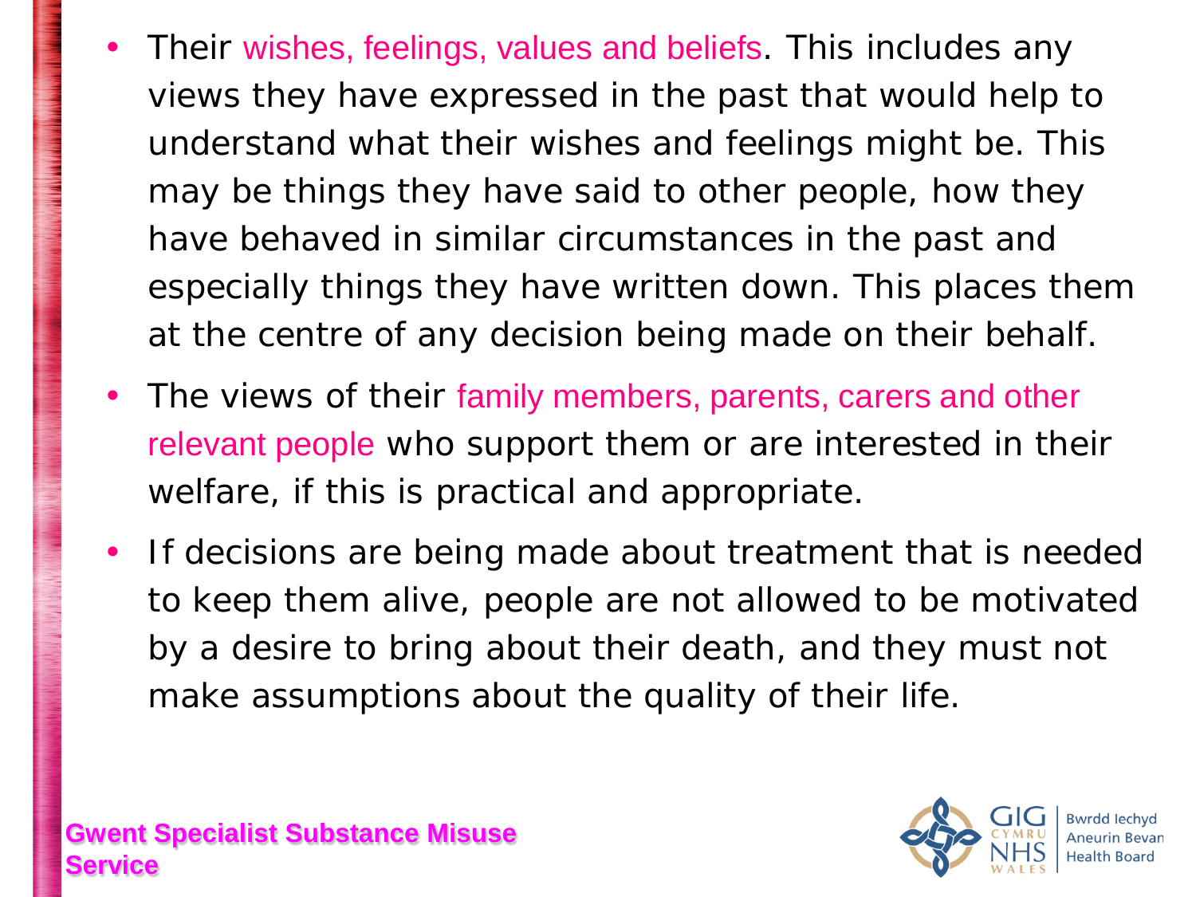- Their wishes, feelings, values and beliefs. This includes any views they have expressed in the past that would help to understand what their wishes and feelings might be. This may be things they have said to other people, how they have behaved in similar circumstances in the past and especially things they have written down. This places them at the centre of any decision being made on their behalf.
- The views of their family members, parents, carers and other relevant people who support them or are interested in their welfare, if this is practical and appropriate.
- If decisions are being made about treatment that is needed to keep them alive, people are not allowed to be motivated by a desire to bring about their death, and they must not make assumptions about the quality of their life.

**Gwent Specialist Substance Misuse Service**

GIG CYMRU NHS WALES | Bwrdd Iechyd Aneurin Bevan Health Board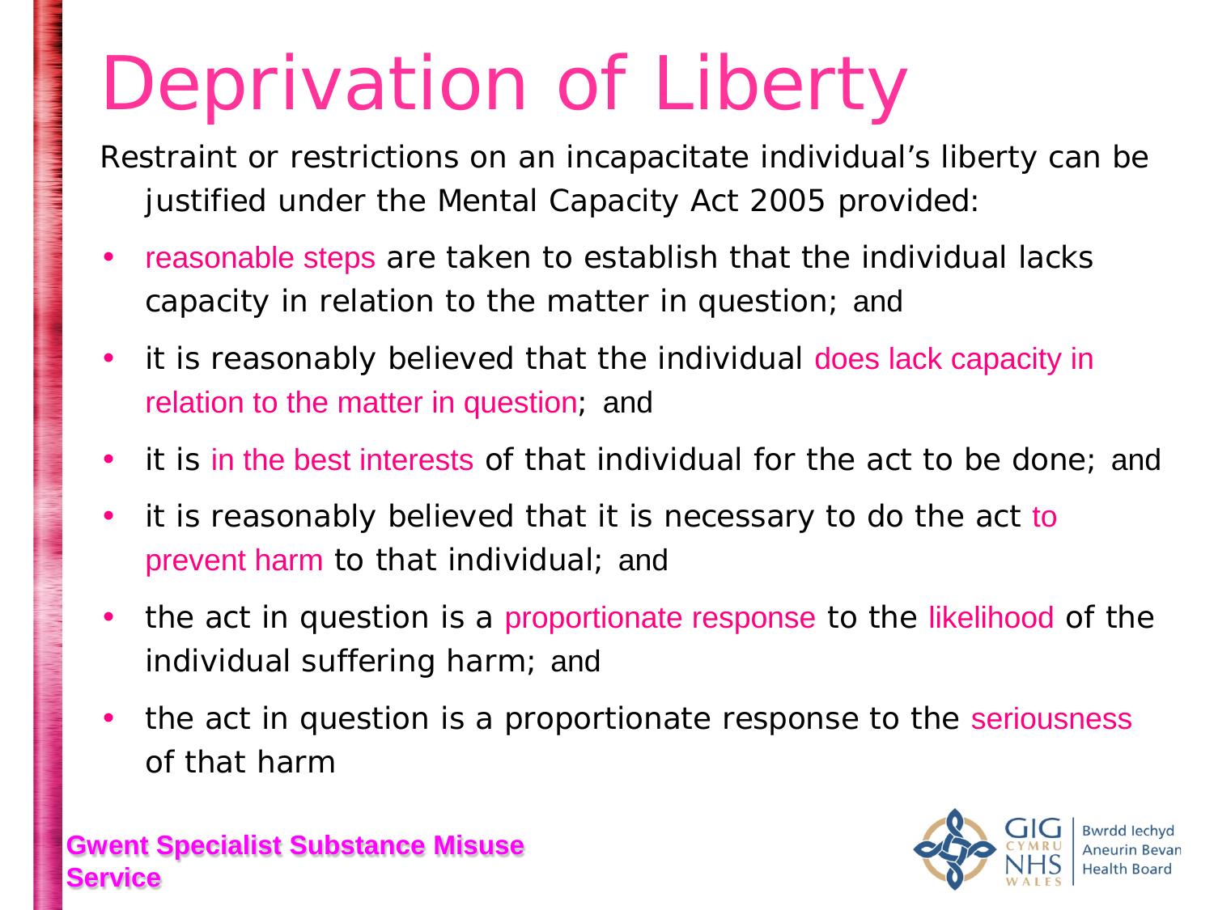# Deprivation of Liberty

Restraint or restrictions on an incapacitate individual's liberty can be justified under the Mental Capacity Act 2005 provided:

- reasonable steps are taken to establish that the individual lacks capacity in relation to the matter in question; and
- it is reasonably believed that the individual does lack capacity in relation to the matter in question; and
- it is in the best interests of that individual for the act to be done; and
- it is reasonably believed that it is necessary to do the act to prevent harm to that individual; and
- the act in question is a proportionate response to the likelihood of the individual suffering harm; and
- the act in question is a proportionate response to the seriousness of that harm

**Gwent Specialist Substance Misuse Service**

GIG CYMRU NHS WALES | Bwrdd Iechyd Aneurin Bevan Health Board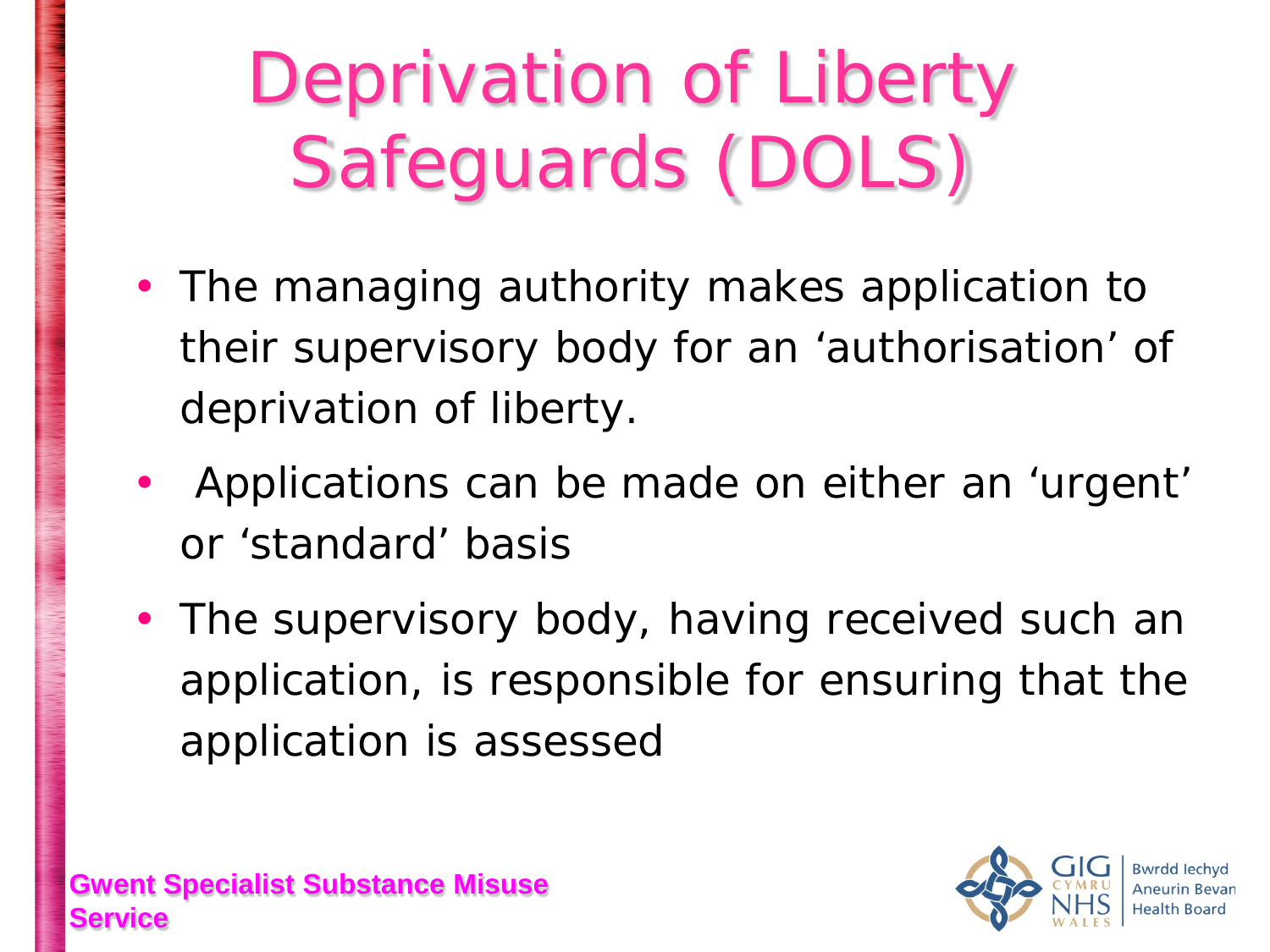# Deprivation of Liberty Safeguards (DOLS)

- The managing authority makes application to their supervisory body for an 'authorisation' of deprivation of liberty.
- Applications can be made on either an 'urgent' or 'standard' basis
- The supervisory body, having received such an application, is responsible for ensuring that the application is assessed

**Gwent Specialist Substance Misuse Service**

GIG CYMRU NHS WALES
Bwrdd Iechyd Aneurin Bevan Health Board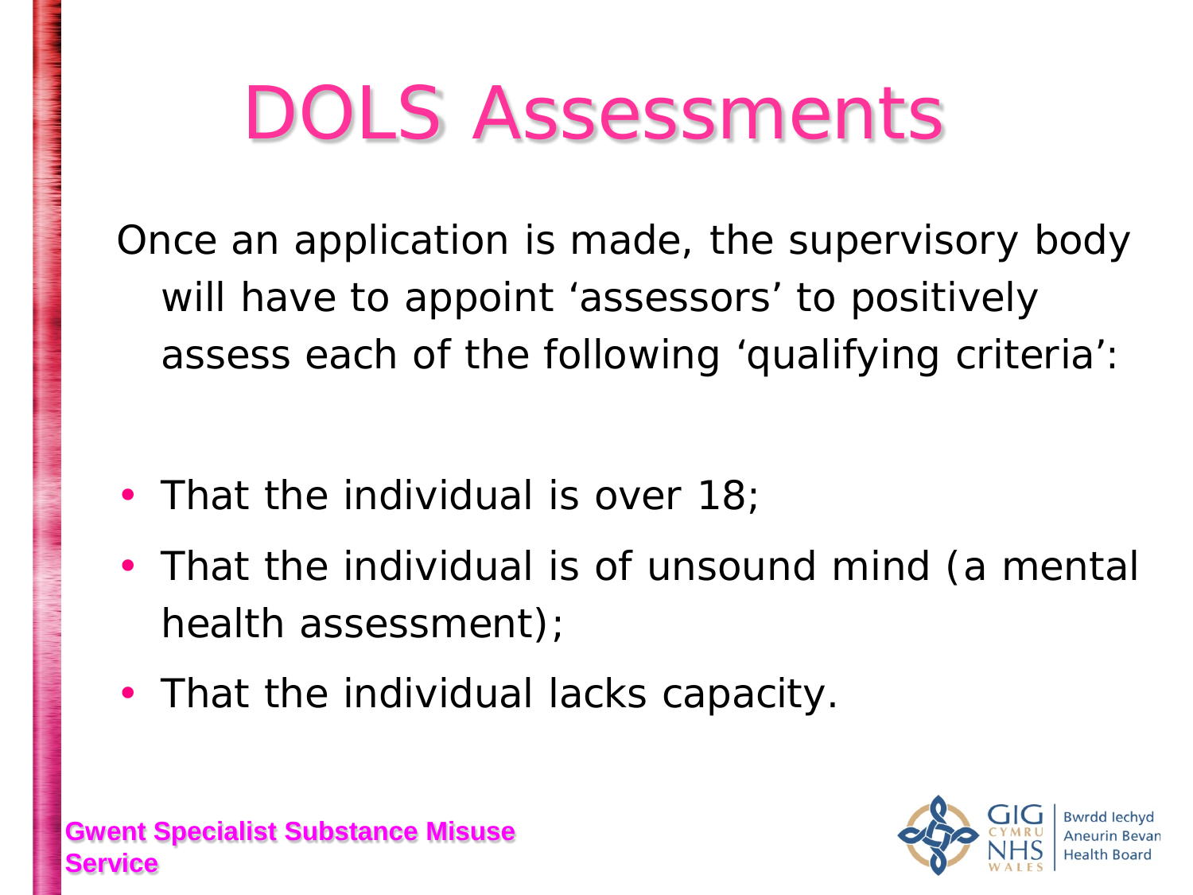# DOLS Assessments

Once an application is made, the supervisory body will have to appoint 'assessors' to positively assess each of the following 'qualifying criteria':

- That the individual is over 18;
- That the individual is of unsound mind (a mental health assessment);
- That the individual lacks capacity.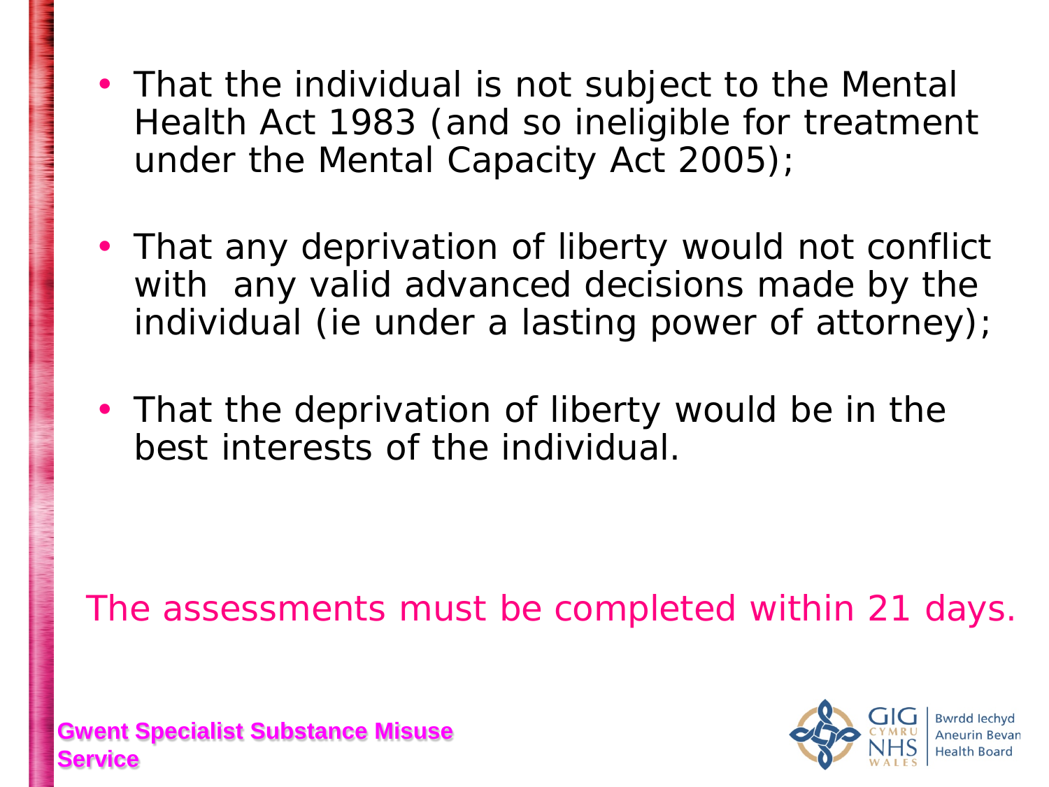- That the individual is not subject to the Mental Health Act 1983 (and so ineligible for treatment under the Mental Capacity Act 2005);

- That any deprivation of liberty would not conflict with any valid advanced decisions made by the individual (ie under a lasting power of attorney);

- That the deprivation of liberty would be in the best interests of the individual.

The assessments must be completed within 21 days.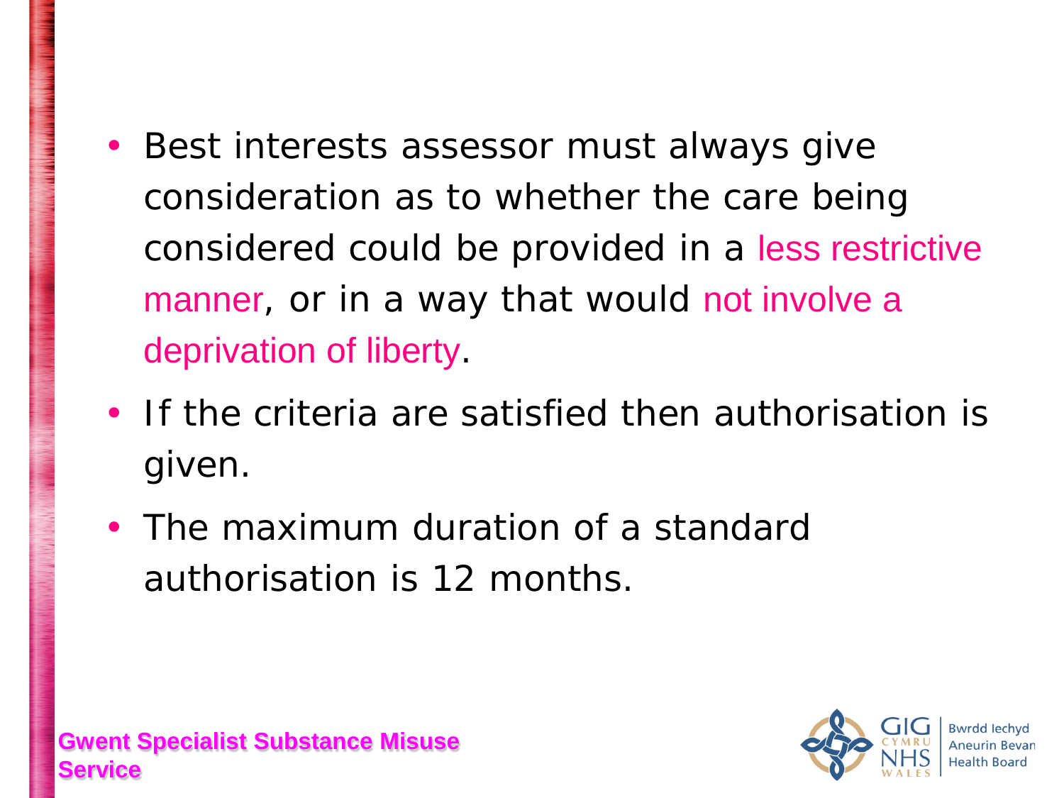- Best interests assessor must always give consideration as to whether the care being considered could be provided in a less restrictive manner, or in a way that would not involve a deprivation of liberty.
- If the criteria are satisfied then authorisation is given.
- The maximum duration of a standard authorisation is 12 months.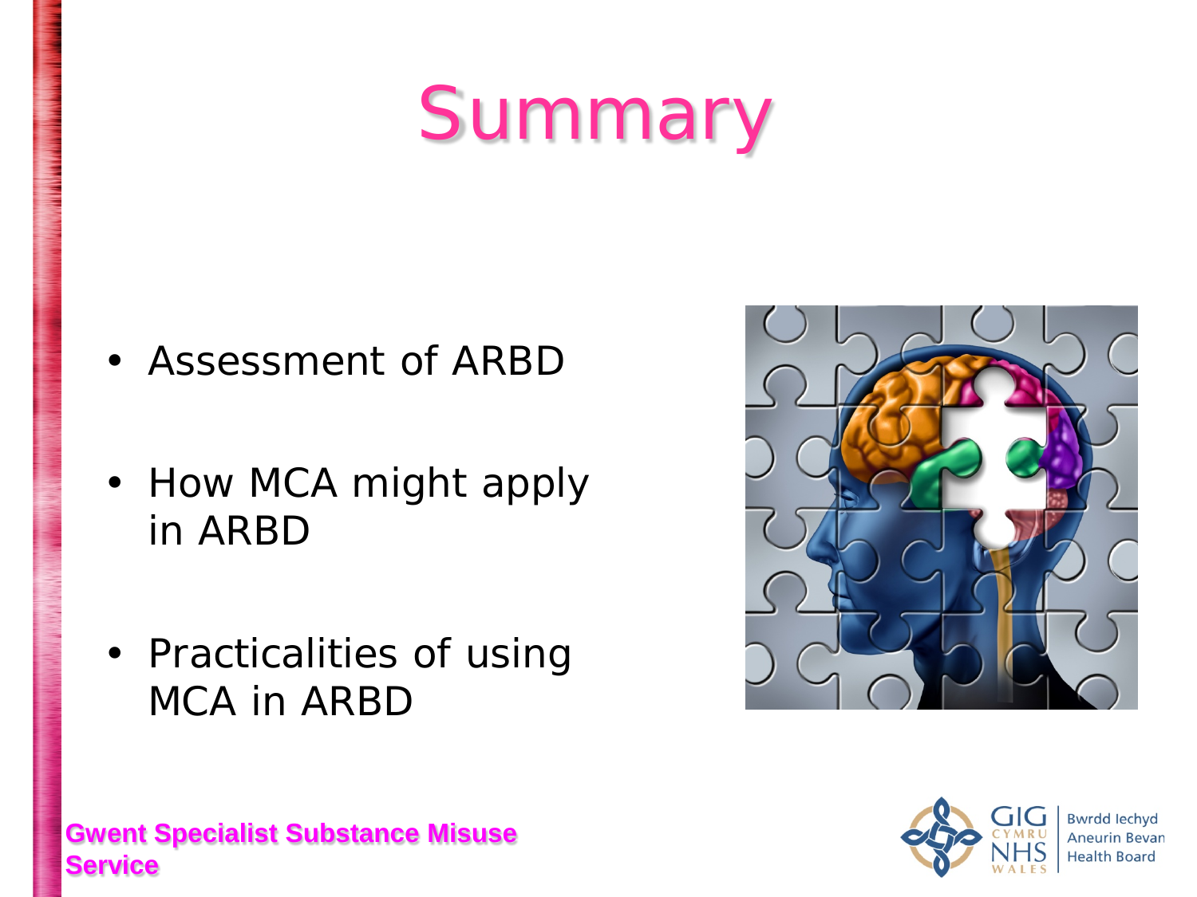# Summary

- Assessment of ARBD
- How MCA might apply in ARBD
- Practicalities of using MCA in ARBD

**Gwent Specialist Substance Misuse Service**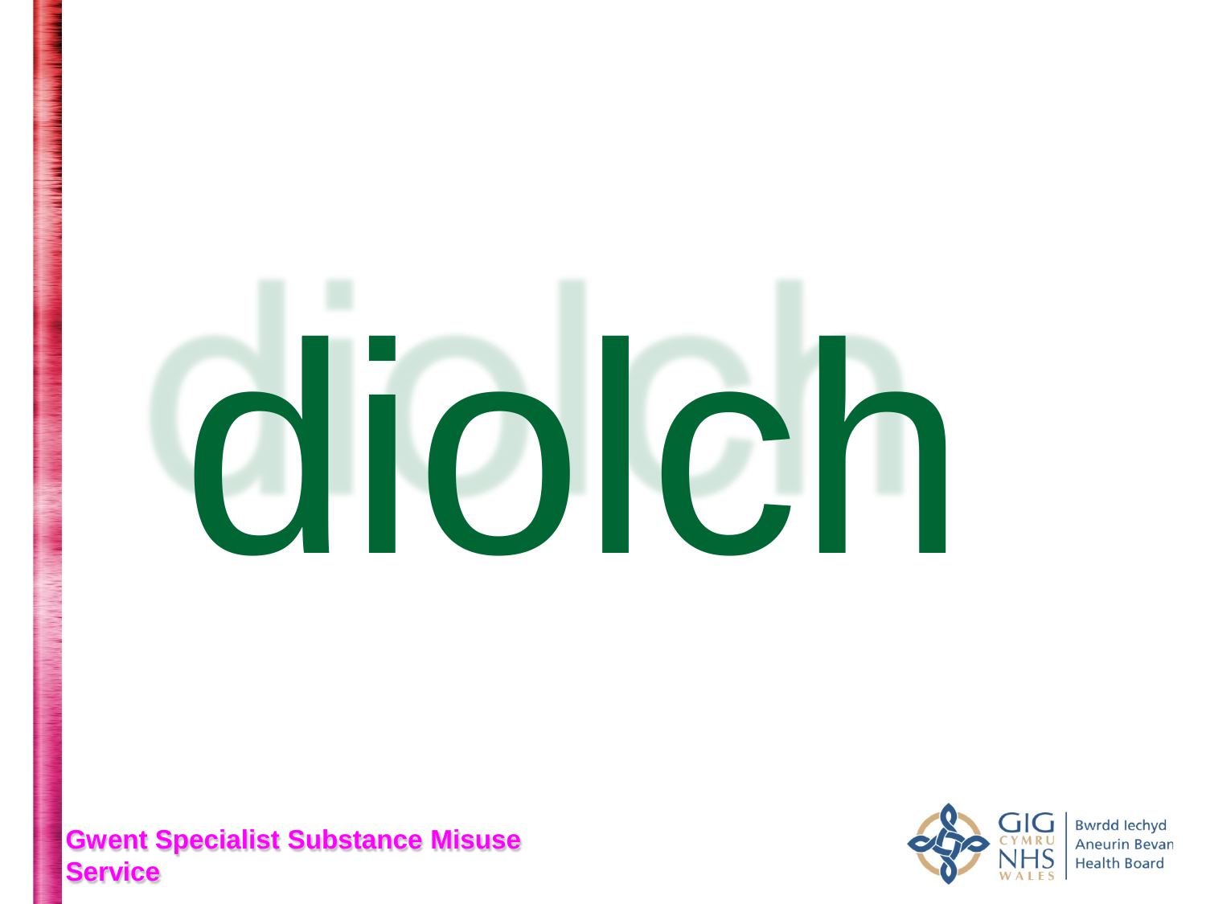# diolch

**Gwent Specialist Substance Misuse Service**

GIG CYMRU NHS WALES

Bwrdd Iechyd Aneurin Bevan Health Board